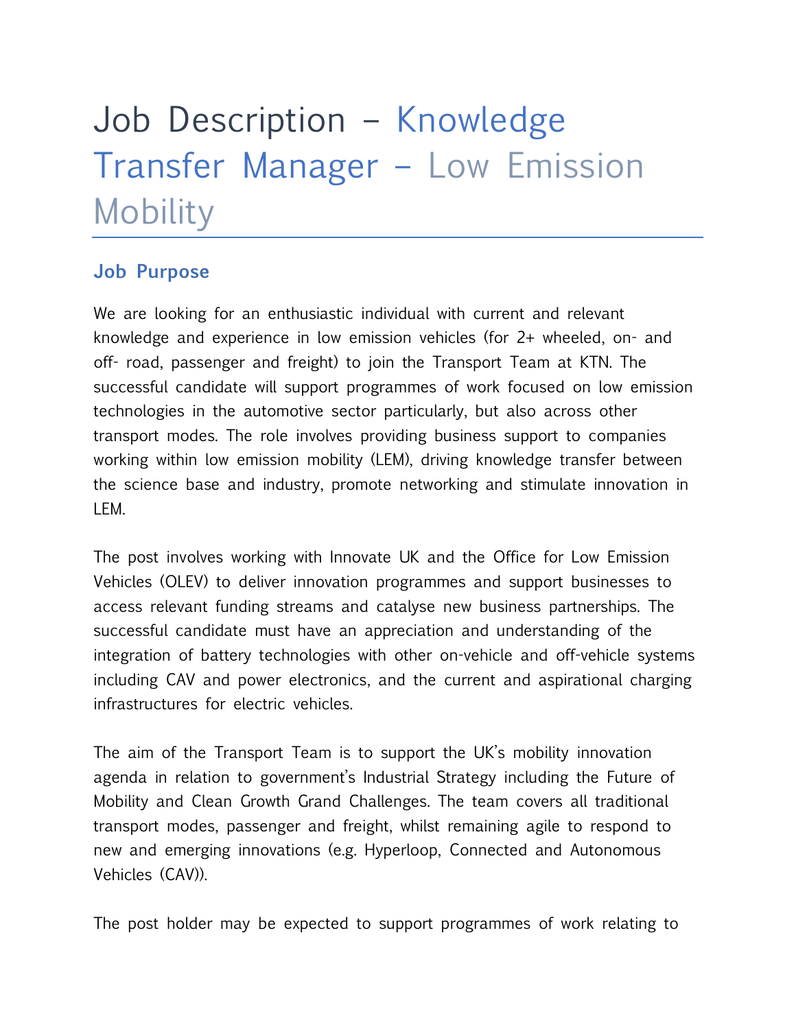# Job Description – Knowledge Transfer Manager – Low Emission Mobility

## Job Purpose

We are looking for an enthusiastic individual with current and relevant knowledge and experience in low emission vehicles (for 2+ wheeled, on- and off- road, passenger and freight) to join the Transport Team at KTN. The successful candidate will support programmes of work focused on low emission technologies in the automotive sector particularly, but also across other transport modes. The role involves providing business support to companies working within low emission mobility (LEM), driving knowledge transfer between the science base and industry, promote networking and stimulate innovation in LEM.

The post involves working with Innovate UK and the Office for Low Emission Vehicles (OLEV) to deliver innovation programmes and support businesses to access relevant funding streams and catalyse new business partnerships. The successful candidate must have an appreciation and understanding of the integration of battery technologies with other on-vehicle and off-vehicle systems including CAV and power electronics, and the current and aspirational charging infrastructures for electric vehicles.

The aim of the Transport Team is to support the UK's mobility innovation agenda in relation to government's Industrial Strategy including the Future of Mobility and Clean Growth Grand Challenges. The team covers all traditional transport modes, passenger and freight, whilst remaining agile to respond to new and emerging innovations (e.g. Hyperloop, Connected and Autonomous Vehicles (CAV)).

The post holder may be expected to support programmes of work relating to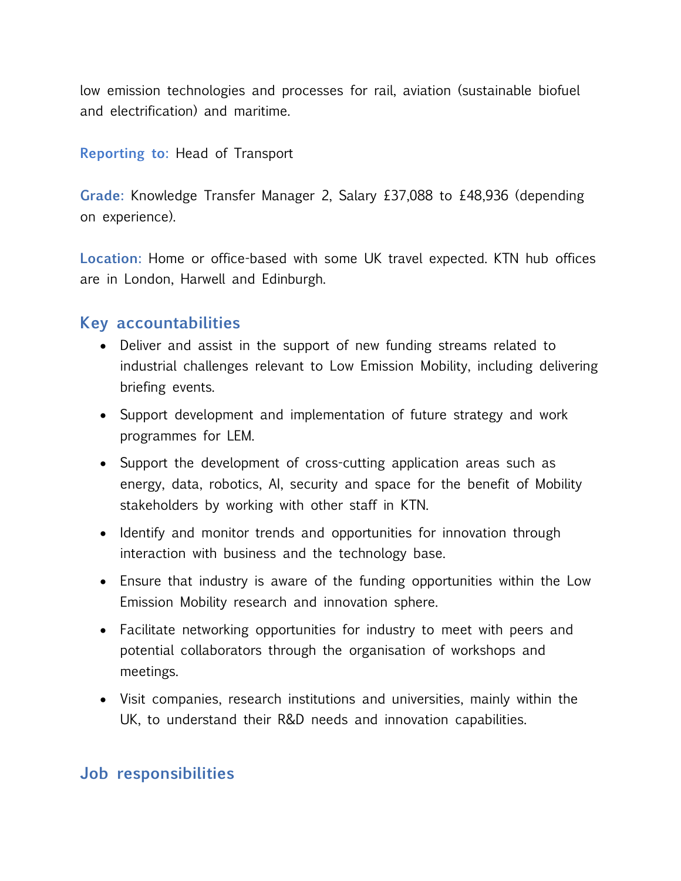low emission technologies and processes for rail, aviation (sustainable biofuel and electrification) and maritime.

**Reporting to:** Head of Transport

**Grade:** Knowledge Transfer Manager 2, Salary £37,088 to £48,936 (depending on experience).

**Location:** Home or office-based with some UK travel expected. KTN hub offices are in London, Harwell and Edinburgh.

## Key accountabilities

- Deliver and assist in the support of new funding streams related to industrial challenges relevant to Low Emission Mobility, including delivering briefing events.
- Support development and implementation of future strategy and work programmes for LEM.
- Support the development of cross-cutting application areas such as energy, data, robotics, AI, security and space for the benefit of Mobility stakeholders by working with other staff in KTN.
- Identify and monitor trends and opportunities for innovation through interaction with business and the technology base.
- Ensure that industry is aware of the funding opportunities within the Low Emission Mobility research and innovation sphere.
- Facilitate networking opportunities for industry to meet with peers and potential collaborators through the organisation of workshops and meetings.
- Visit companies, research institutions and universities, mainly within the UK, to understand their R&D needs and innovation capabilities.

## Job responsibilities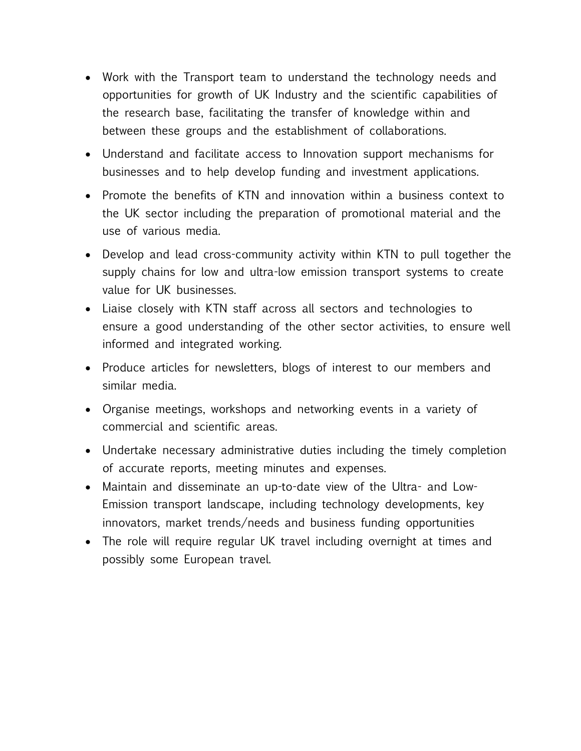- Work with the Transport team to understand the technology needs and opportunities for growth of UK Industry and the scientific capabilities of the research base, facilitating the transfer of knowledge within and between these groups and the establishment of collaborations.
- Understand and facilitate access to Innovation support mechanisms for businesses and to help develop funding and investment applications.
- Promote the benefits of KTN and innovation within a business context to the UK sector including the preparation of promotional material and the use of various media.
- Develop and lead cross-community activity within KTN to pull together the supply chains for low and ultra-low emission transport systems to create value for UK businesses.
- Liaise closely with KTN staff across all sectors and technologies to ensure a good understanding of the other sector activities, to ensure well informed and integrated working.
- Produce articles for newsletters, blogs of interest to our members and similar media.
- Organise meetings, workshops and networking events in a variety of commercial and scientific areas.
- Undertake necessary administrative duties including the timely completion of accurate reports, meeting minutes and expenses.
- Maintain and disseminate an up-to-date view of the Ultra- and Low-Emission transport landscape, including technology developments, key innovators, market trends/needs and business funding opportunities
- The role will require regular UK travel including overnight at times and possibly some European travel.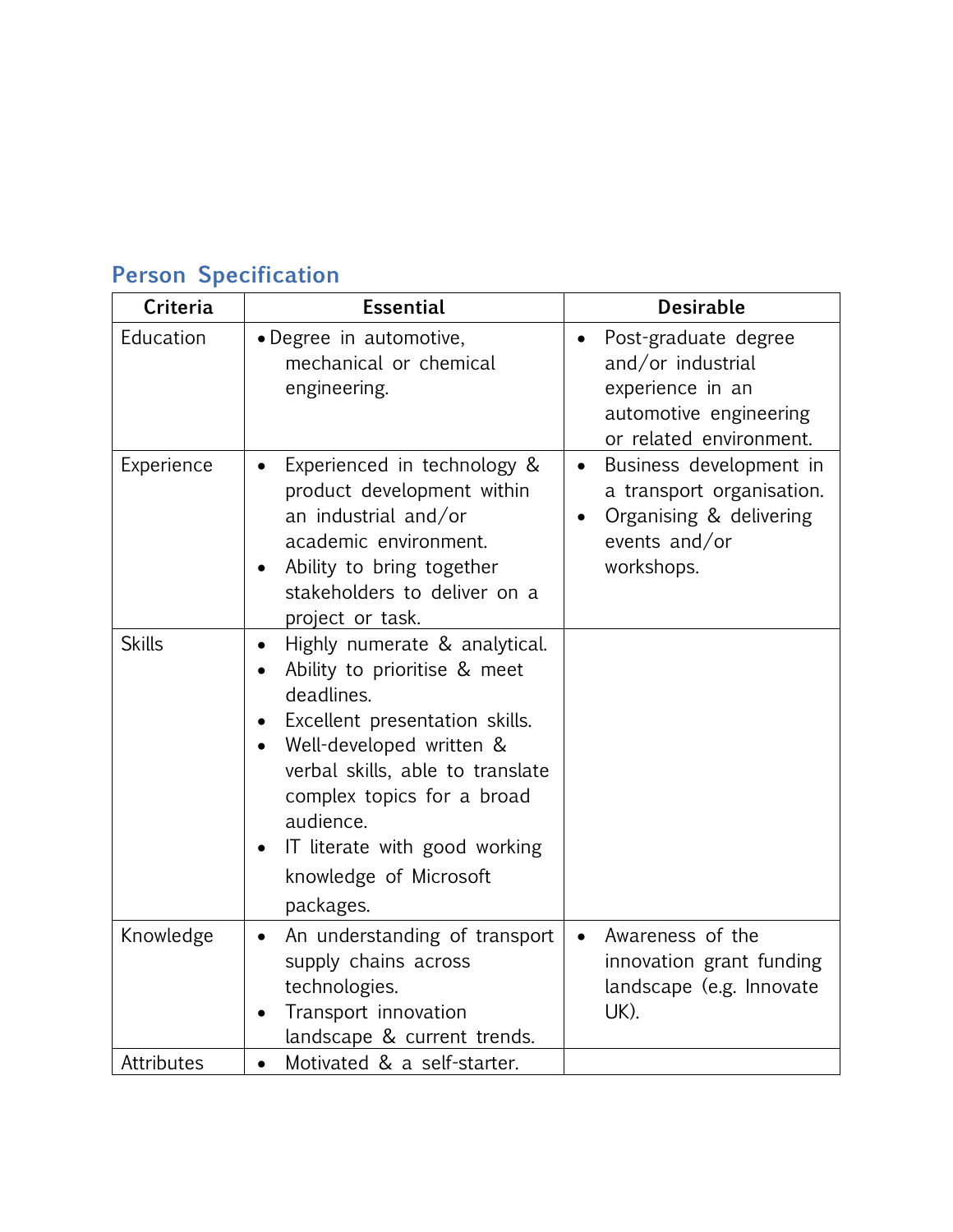## Person Specification

| Criteria | Essential | Desirable |
| --- | --- | --- |
| Education | • Degree in automotive, mechanical or chemical engineering. | • Post-graduate degree and/or industrial experience in an automotive engineering or related environment. |
| Experience | • Experienced in technology & product development within an industrial and/or academic environment.<br>• Ability to bring together stakeholders to deliver on a project or task. | • Business development in a transport organisation.<br>• Organising & delivering events and/or workshops. |
| Skills | • Highly numerate & analytical.<br>• Ability to prioritise & meet deadlines.<br>• Excellent presentation skills.<br>• Well-developed written & verbal skills, able to translate complex topics for a broad audience.<br>• IT literate with good working knowledge of Microsoft packages. | |
| Knowledge | • An understanding of transport supply chains across technologies.<br>• Transport innovation landscape & current trends. | • Awareness of the innovation grant funding landscape (e.g. Innovate UK). |
| Attributes | • Motivated & a self-starter. | |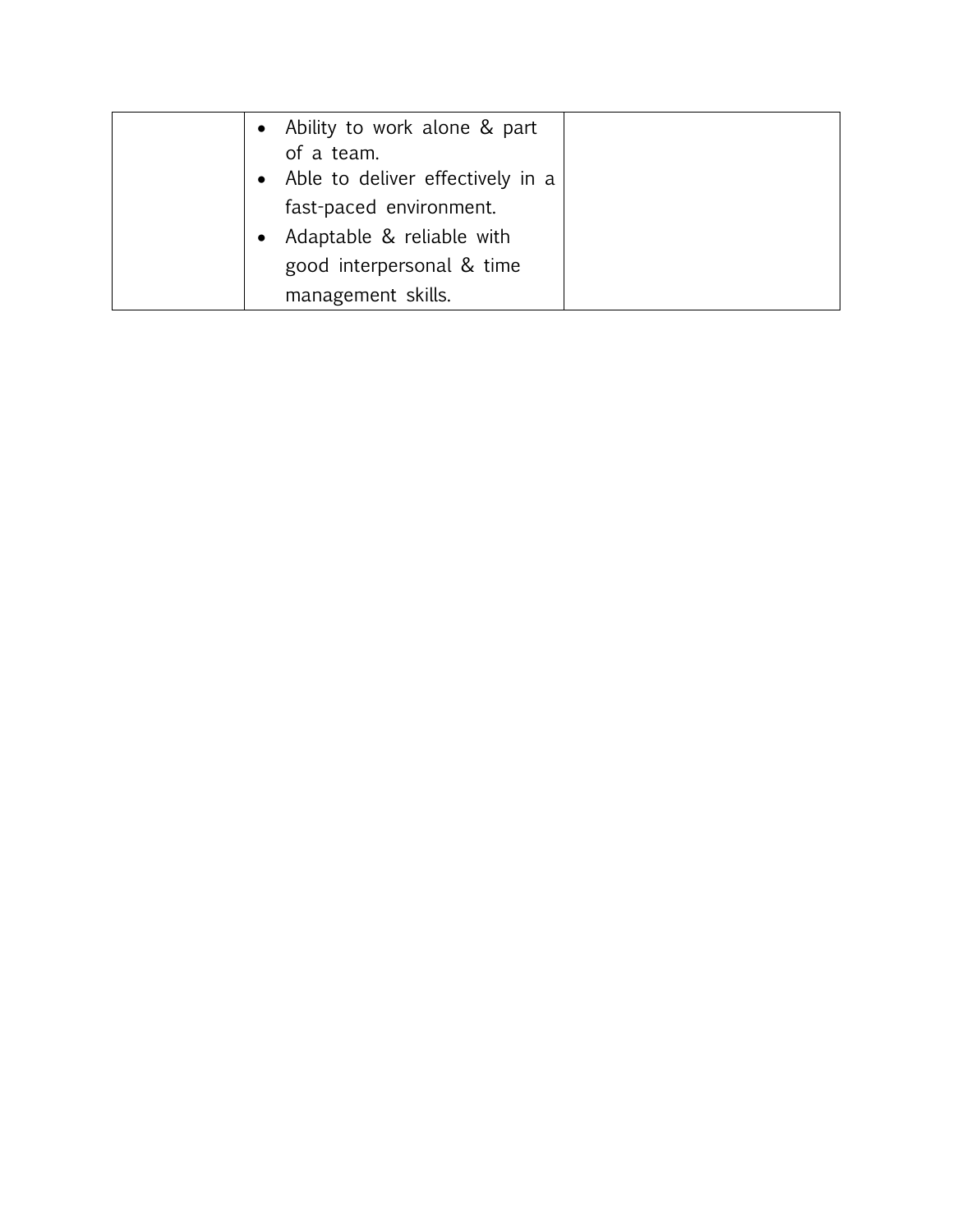| | | |
|---|---|---|
| | • Ability to work alone & part of a team.<br>• Able to deliver effectively in a fast-paced environment.<br>• Adaptable & reliable with good interpersonal & time management skills. | |